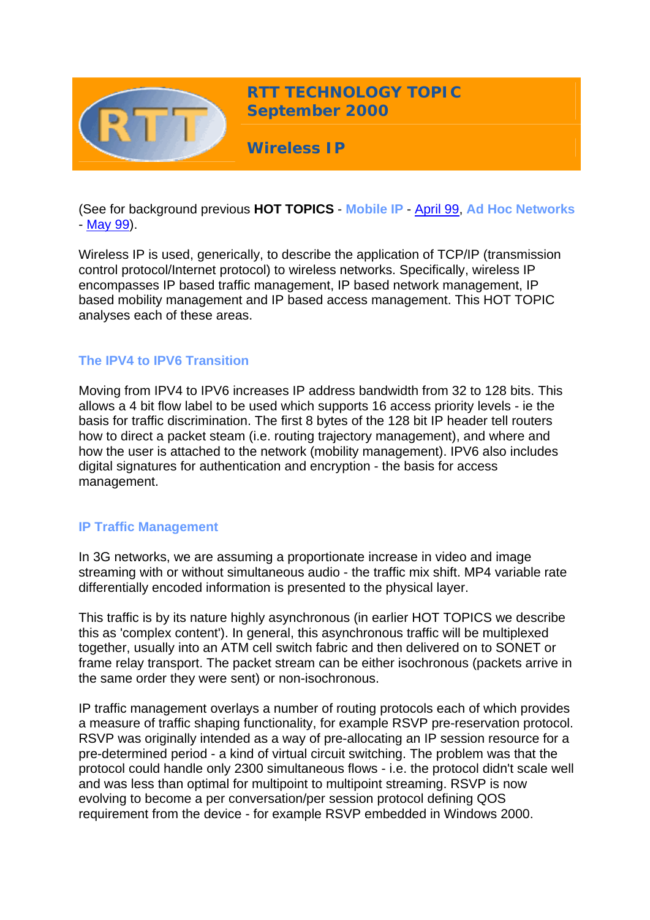# RTT TECHNOLOGY TOPIC September 2000

## Wireless IP

(See for background previous **HOT TOPICS** - Mobile IP - April 99, Ad Hoc Networks - May 99).

Wireless IP is used, generically, to describe the application of TCP/IP (transmission control protocol/Internet protocol) to wireless networks. Specifically, wireless IP encompasses IP based traffic management, IP based network management, IP based mobility management and IP based access management. This HOT TOPIC analyses each of these areas.

### The IPV4 to IPV6 Transition

Moving from IPV4 to IPV6 increases IP address bandwidth from 32 to 128 bits. This allows a 4 bit flow label to be used which supports 16 access priority levels - ie the basis for traffic discrimination. The first 8 bytes of the 128 bit IP header tell routers how to direct a packet steam (i.e. routing trajectory management), and where and how the user is attached to the network (mobility management). IPV6 also includes digital signatures for authentication and encryption - the basis for access management.

### IP Traffic Management

In 3G networks, we are assuming a proportionate increase in video and image streaming with or without simultaneous audio - the traffic mix shift. MP4 variable rate differentially encoded information is presented to the physical layer.

This traffic is by its nature highly asynchronous (in earlier HOT TOPICS we describe this as 'complex content'). In general, this asynchronous traffic will be multiplexed together, usually into an ATM cell switch fabric and then delivered on to SONET or frame relay transport. The packet stream can be either isochronous (packets arrive in the same order they were sent) or non-isochronous.

IP traffic management overlays a number of routing protocols each of which provides a measure of traffic shaping functionality, for example RSVP pre-reservation protocol. RSVP was originally intended as a way of pre-allocating an IP session resource for a pre-determined period - a kind of virtual circuit switching. The problem was that the protocol could handle only 2300 simultaneous flows - i.e. the protocol didn't scale well and was less than optimal for multipoint to multipoint streaming. RSVP is now evolving to become a per conversation/per session protocol defining QOS requirement from the device - for example RSVP embedded in Windows 2000.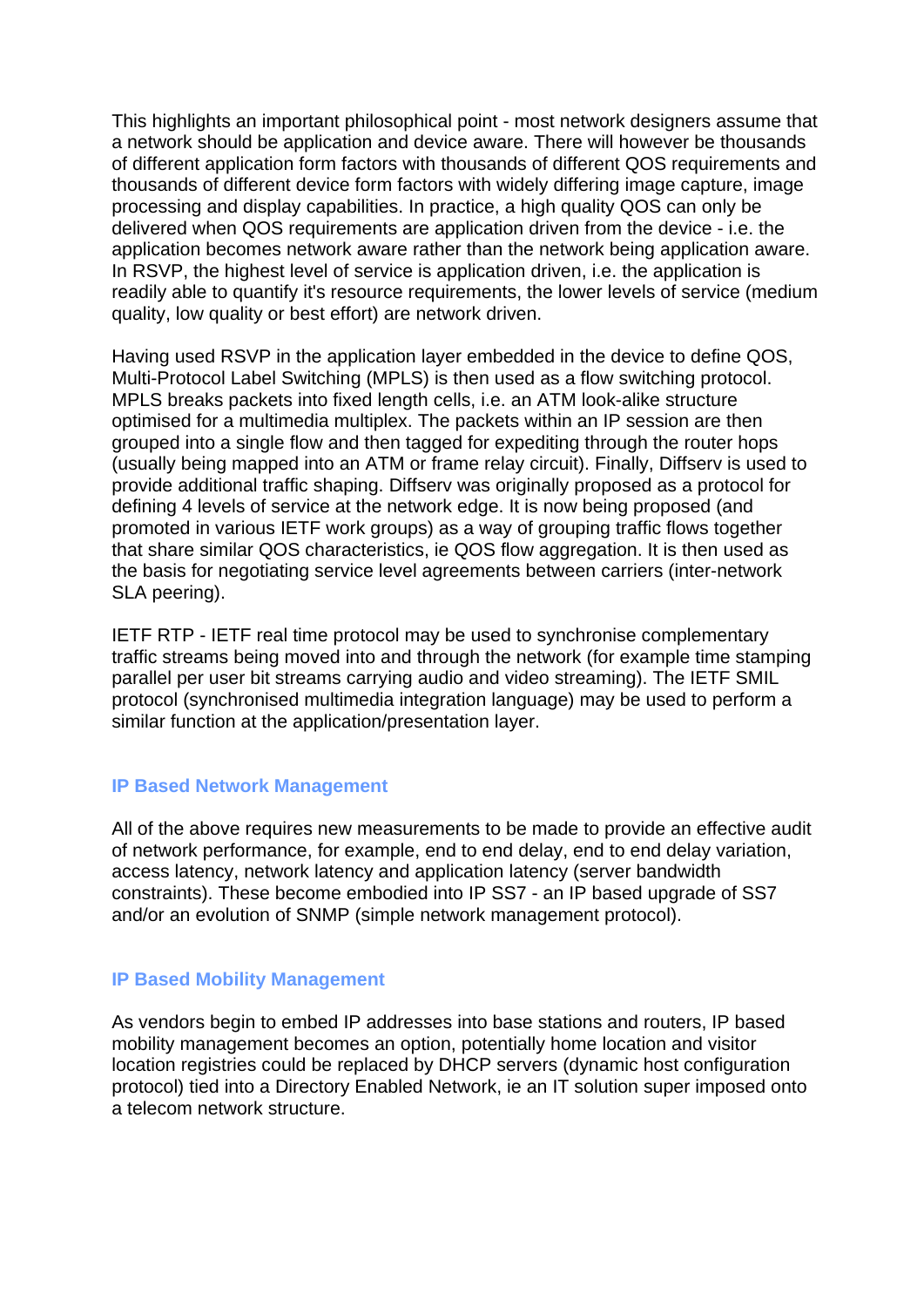This highlights an important philosophical point - most network designers assume that a network should be application and device aware. There will however be thousands of different application form factors with thousands of different QOS requirements and thousands of different device form factors with widely differing image capture, image processing and display capabilities. In practice, a high quality QOS can only be delivered when QOS requirements are application driven from the device - i.e. the application becomes network aware rather than the network being application aware. In RSVP, the highest level of service is application driven, i.e. the application is readily able to quantify it's resource requirements, the lower levels of service (medium quality, low quality or best effort) are network driven.

Having used RSVP in the application layer embedded in the device to define QOS, Multi-Protocol Label Switching (MPLS) is then used as a flow switching protocol. MPLS breaks packets into fixed length cells, i.e. an ATM look-alike structure optimised for a multimedia multiplex. The packets within an IP session are then grouped into a single flow and then tagged for expediting through the router hops (usually being mapped into an ATM or frame relay circuit). Finally, Diffserv is used to provide additional traffic shaping. Diffserv was originally proposed as a protocol for defining 4 levels of service at the network edge. It is now being proposed (and promoted in various IETF work groups) as a way of grouping traffic flows together that share similar QOS characteristics, ie QOS flow aggregation. It is then used as the basis for negotiating service level agreements between carriers (inter-network SLA peering).

IETF RTP - IETF real time protocol may be used to synchronise complementary traffic streams being moved into and through the network (for example time stamping parallel per user bit streams carrying audio and video streaming). The IETF SMIL protocol (synchronised multimedia integration language) may be used to perform a similar function at the application/presentation layer.

### IP Based Network Management

All of the above requires new measurements to be made to provide an effective audit of network performance, for example, end to end delay, end to end delay variation, access latency, network latency and application latency (server bandwidth constraints). These become embodied into IP SS7 - an IP based upgrade of SS7 and/or an evolution of SNMP (simple network management protocol).

### IP Based Mobility Management

As vendors begin to embed IP addresses into base stations and routers, IP based mobility management becomes an option, potentially home location and visitor location registries could be replaced by DHCP servers (dynamic host configuration protocol) tied into a Directory Enabled Network, ie an IT solution super imposed onto a telecom network structure.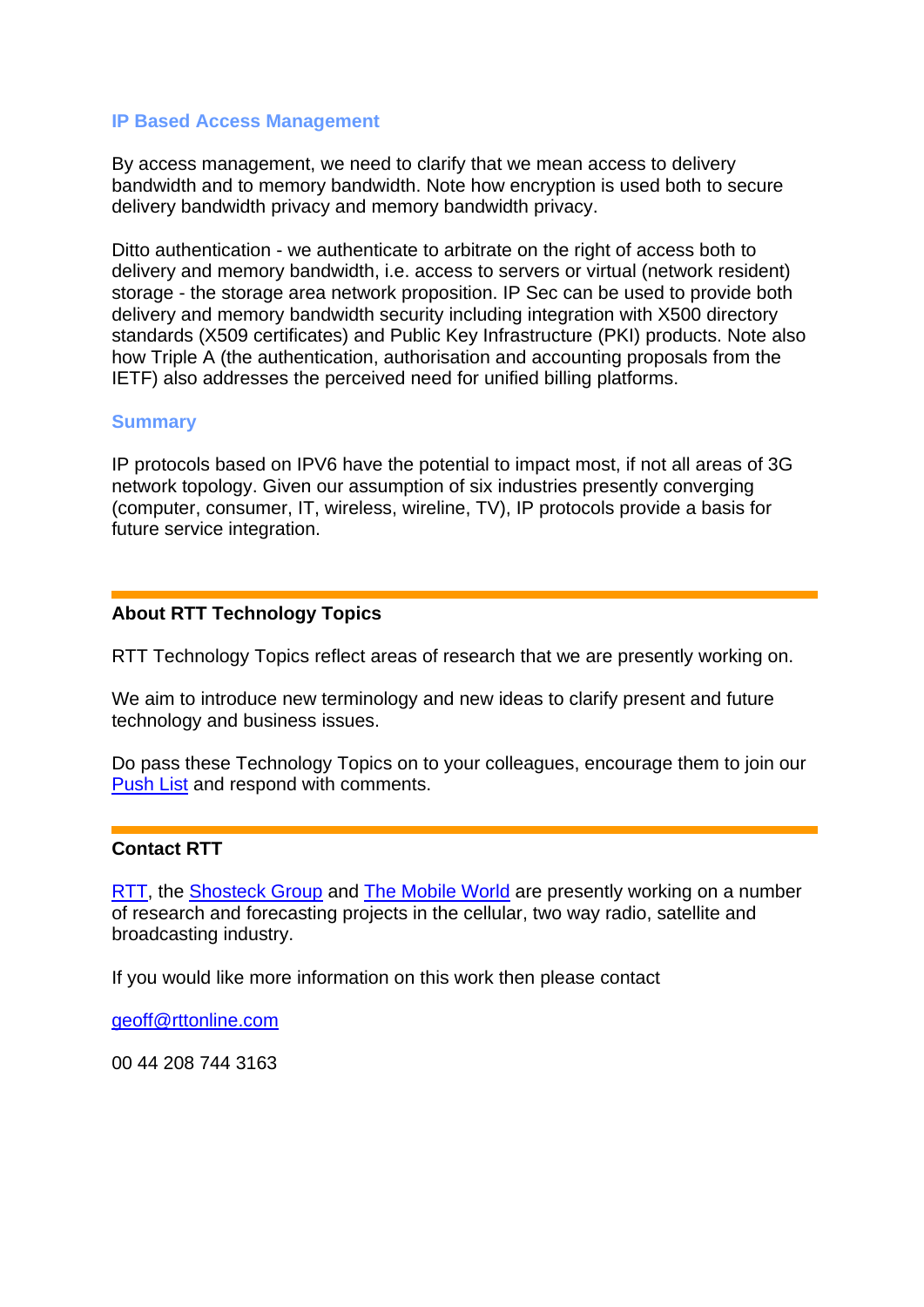## IP Based Access Management

By access management, we need to clarify that we mean access to delivery bandwidth and to memory bandwidth. Note how encryption is used both to secure delivery bandwidth privacy and memory bandwidth privacy.

Ditto authentication - we authenticate to arbitrate on the right of access both to delivery and memory bandwidth, i.e. access to servers or virtual (network resident) storage - the storage area network proposition. IP Sec can be used to provide both delivery and memory bandwidth security including integration with X500 directory standards (X509 certificates) and Public Key Infrastructure (PKI) products. Note also how Triple A (the authentication, authorisation and accounting proposals from the IETF) also addresses the perceived need for unified billing platforms.

## Summary

IP protocols based on IPV6 have the potential to impact most, if not all areas of 3G network topology. Given our assumption of six industries presently converging (computer, consumer, IT, wireless, wireline, TV), IP protocols provide a basis for future service integration.

---

### About RTT Technology Topics

RTT Technology Topics reflect areas of research that we are presently working on.

We aim to introduce new terminology and new ideas to clarify present and future technology and business issues.

Do pass these Technology Topics on to your colleagues, encourage them to join our Push List and respond with comments.

---

### Contact RTT

RTT, the Shosteck Group and The Mobile World are presently working on a number of research and forecasting projects in the cellular, two way radio, satellite and broadcasting industry.

If you would like more information on this work then please contact

geoff@rttonline.com

00 44 208 744 3163